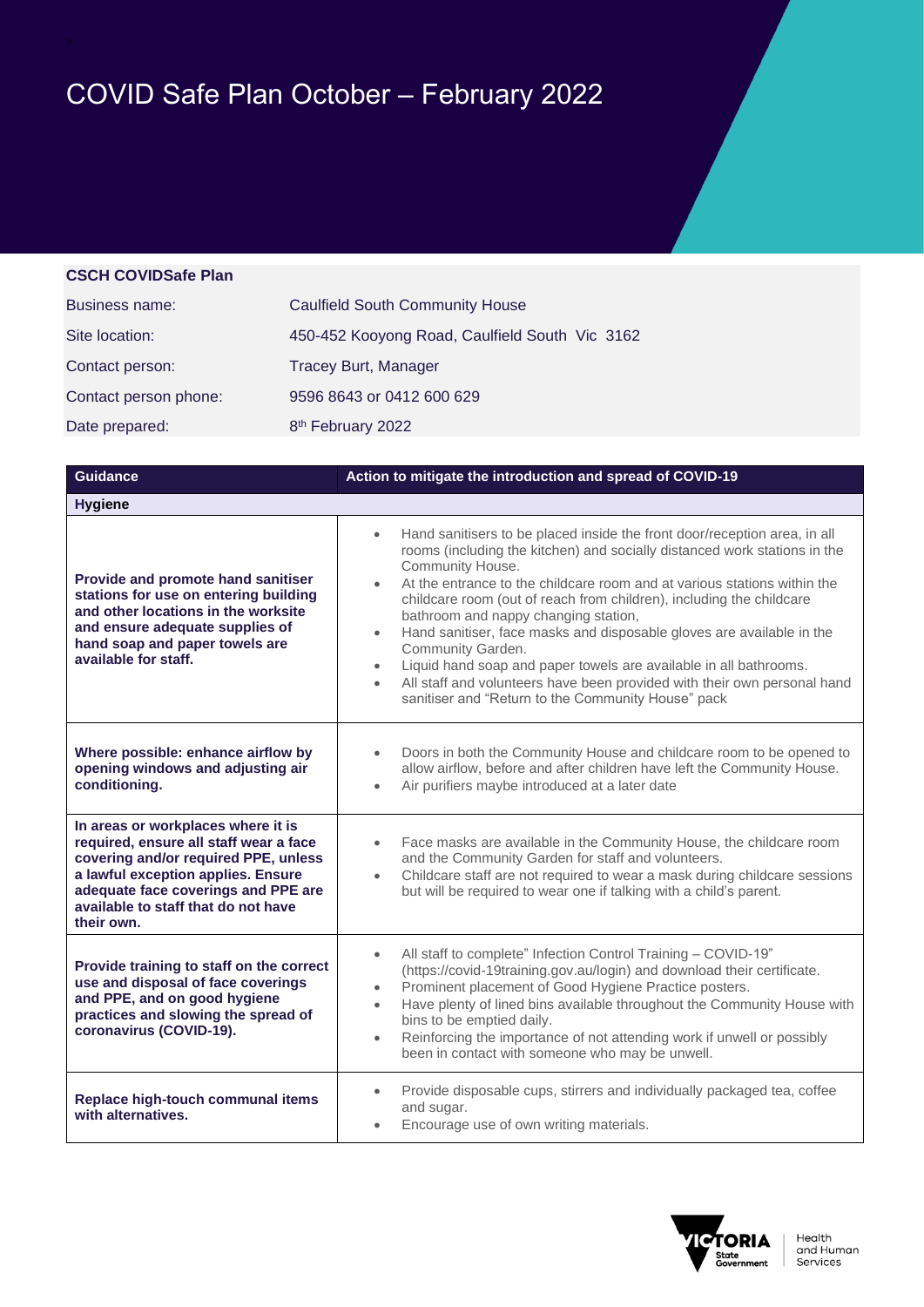# COVID Safe Plan October – February 2022

**CSCH COVIDSafe Plan**

| | |
|---|---|
| Business name: | Caulfield South Community House |
| Site location: | 450-452 Kooyong Road, Caulfield South Vic 3162 |
| Contact person: | Tracey Burt, Manager |
| Contact person phone: | 9596 8643 or 0412 600 629 |
| Date prepared: | 8th February 2022 |

| Guidance | Action to mitigate the introduction and spread of COVID-19 |
|---|---|
| **Hygiene** | |
| **Provide and promote hand sanitiser stations for use on entering building and other locations in the worksite and ensure adequate supplies of hand soap and paper towels are available for staff.** | • Hand sanitisers to be placed inside the front door/reception area, in all rooms (including the kitchen) and socially distanced work stations in the Community House.<br>• At the entrance to the childcare room and at various stations within the childcare room (out of reach from children), including the childcare bathroom and nappy changing station,<br>• Hand sanitiser, face masks and disposable gloves are available in the Community Garden.<br>• Liquid hand soap and paper towels are available in all bathrooms.<br>• All staff and volunteers have been provided with their own personal hand sanitiser and "Return to the Community House" pack |
| **Where possible: enhance airflow by opening windows and adjusting air conditioning.** | • Doors in both the Community House and childcare room to be opened to allow airflow, before and after children have left the Community House.<br>• Air purifiers maybe introduced at a later date |
| **In areas or workplaces where it is required, ensure all staff wear a face covering and/or required PPE, unless a lawful exception applies. Ensure adequate face coverings and PPE are available to staff that do not have their own.** | • Face masks are available in the Community House, the childcare room and the Community Garden for staff and volunteers.<br>• Childcare staff are not required to wear a mask during childcare sessions but will be required to wear one if talking with a child's parent. |
| **Provide training to staff on the correct use and disposal of face coverings and PPE, and on good hygiene practices and slowing the spread of coronavirus (COVID-19).** | • All staff to complete" Infection Control Training – COVID-19" (https://covid-19training.gov.au/login) and download their certificate.<br>• Prominent placement of Good Hygiene Practice posters.<br>• Have plenty of lined bins available throughout the Community House with bins to be emptied daily.<br>• Reinforcing the importance of not attending work if unwell or possibly been in contact with someone who may be unwell. |
| **Replace high-touch communal items with alternatives.** | • Provide disposable cups, stirrers and individually packaged tea, coffee and sugar.<br>• Encourage use of own writing materials. |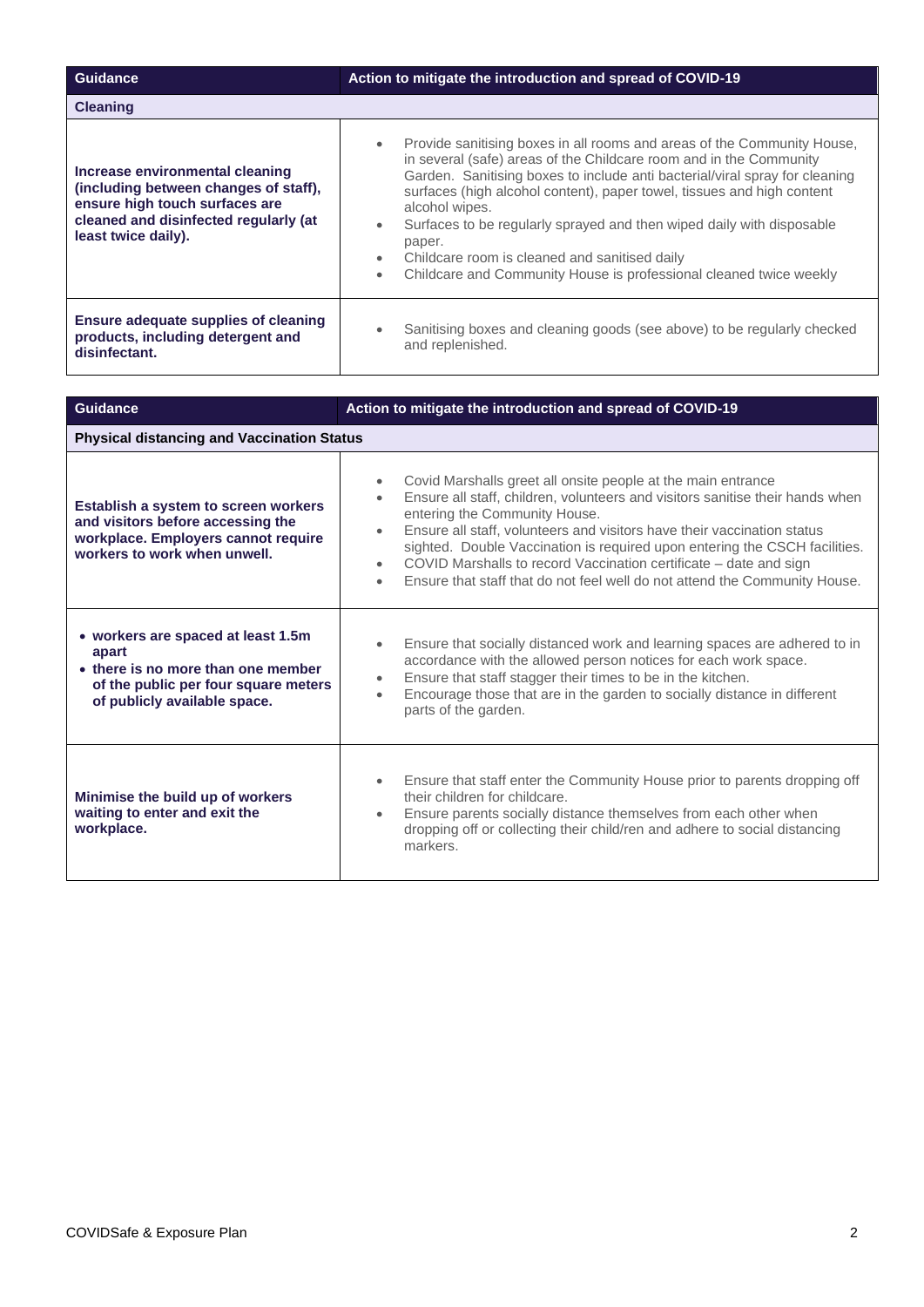| Guidance | Action to mitigate the introduction and spread of COVID-19 |
|---|---|
| **Cleaning** | |
| **Increase environmental cleaning (including between changes of staff), ensure high touch surfaces are cleaned and disinfected regularly (at least twice daily).** | • Provide sanitising boxes in all rooms and areas of the Community House, in several (safe) areas of the Childcare room and in the Community Garden. Sanitising boxes to include anti bacterial/viral spray for cleaning surfaces (high alcohol content), paper towel, tissues and high content alcohol wipes.<br>• Surfaces to be regularly sprayed and then wiped daily with disposable paper.<br>• Childcare room is cleaned and sanitised daily<br>• Childcare and Community House is professional cleaned twice weekly |
| **Ensure adequate supplies of cleaning products, including detergent and disinfectant.** | • Sanitising boxes and cleaning goods (see above) to be regularly checked and replenished. |

| Guidance | Action to mitigate the introduction and spread of COVID-19 |
|---|---|
| **Physical distancing and Vaccination Status** | |
| **Establish a system to screen workers and visitors before accessing the workplace. Employers cannot require workers to work when unwell.** | • Covid Marshalls greet all onsite people at the main entrance<br>• Ensure all staff, children, volunteers and visitors sanitise their hands when entering the Community House.<br>• Ensure all staff, volunteers and visitors have their vaccination status sighted. Double Vaccination is required upon entering the CSCH facilities.<br>• COVID Marshalls to record Vaccination certificate – date and sign<br>• Ensure that staff that do not feel well do not attend the Community House. |
| • **workers are spaced at least 1.5m apart**<br>• **there is no more than one member of the public per four square meters of publicly available space.** | • Ensure that socially distanced work and learning spaces are adhered to in accordance with the allowed person notices for each work space.<br>• Ensure that staff stagger their times to be in the kitchen.<br>• Encourage those that are in the garden to socially distance in different parts of the garden. |
| **Minimise the build up of workers waiting to enter and exit the workplace.** | • Ensure that staff enter the Community House prior to parents dropping off their children for childcare.<br>• Ensure parents socially distance themselves from each other when dropping off or collecting their child/ren and adhere to social distancing markers. |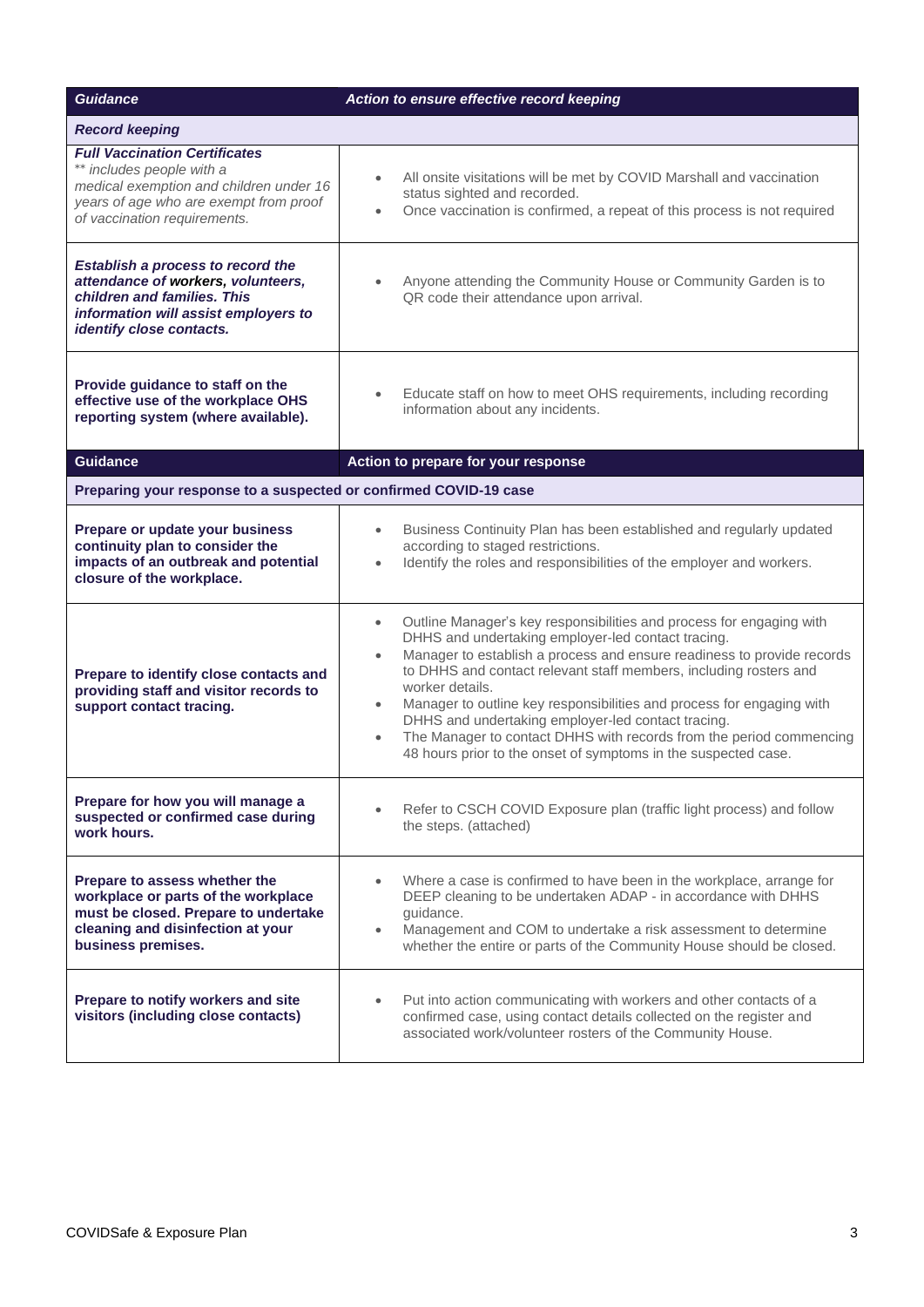| *Guidance* | *Action to ensure effective record keeping* |
|---|---|
| ***Record keeping*** | |
| ***Full Vaccination Certificates*** *\*\* includes people with a medical exemption and children under 16 years of age who are exempt from proof of vaccination requirements.* | • All onsite visitations will be met by COVID Marshall and vaccination status sighted and recorded.<br>• Once vaccination is confirmed, a repeat of this process is not required |
| ***Establish a process to record the attendance of workers, volunteers, children and families. This information will assist employers to identify close contacts.*** | • Anyone attending the Community House or Community Garden is to QR code their attendance upon arrival. |
| **Provide guidance to staff on the effective use of the workplace OHS reporting system (where available).** | • Educate staff on how to meet OHS requirements, including recording information about any incidents. |

| Guidance | Action to prepare for your response |
|---|---|
| **Preparing your response to a suspected or confirmed COVID-19 case** | |
| **Prepare or update your business continuity plan to consider the impacts of an outbreak and potential closure of the workplace.** | • Business Continuity Plan has been established and regularly updated according to staged restrictions.<br>• Identify the roles and responsibilities of the employer and workers. |
| **Prepare to identify close contacts and providing staff and visitor records to support contact tracing.** | • Outline Manager's key responsibilities and process for engaging with DHHS and undertaking employer-led contact tracing.<br>• Manager to establish a process and ensure readiness to provide records to DHHS and contact relevant staff members, including rosters and worker details.<br>• Manager to outline key responsibilities and process for engaging with DHHS and undertaking employer-led contact tracing.<br>• The Manager to contact DHHS with records from the period commencing 48 hours prior to the onset of symptoms in the suspected case. |
| **Prepare for how you will manage a suspected or confirmed case during work hours.** | • Refer to CSCH COVID Exposure plan (traffic light process) and follow the steps. (attached) |
| **Prepare to assess whether the workplace or parts of the workplace must be closed. Prepare to undertake cleaning and disinfection at your business premises.** | • Where a case is confirmed to have been in the workplace, arrange for DEEP cleaning to be undertaken ADAP - in accordance with DHHS guidance.<br>• Management and COM to undertake a risk assessment to determine whether the entire or parts of the Community House should be closed. |
| **Prepare to notify workers and site visitors (including close contacts)** | • Put into action communicating with workers and other contacts of a confirmed case, using contact details collected on the register and associated work/volunteer rosters of the Community House. |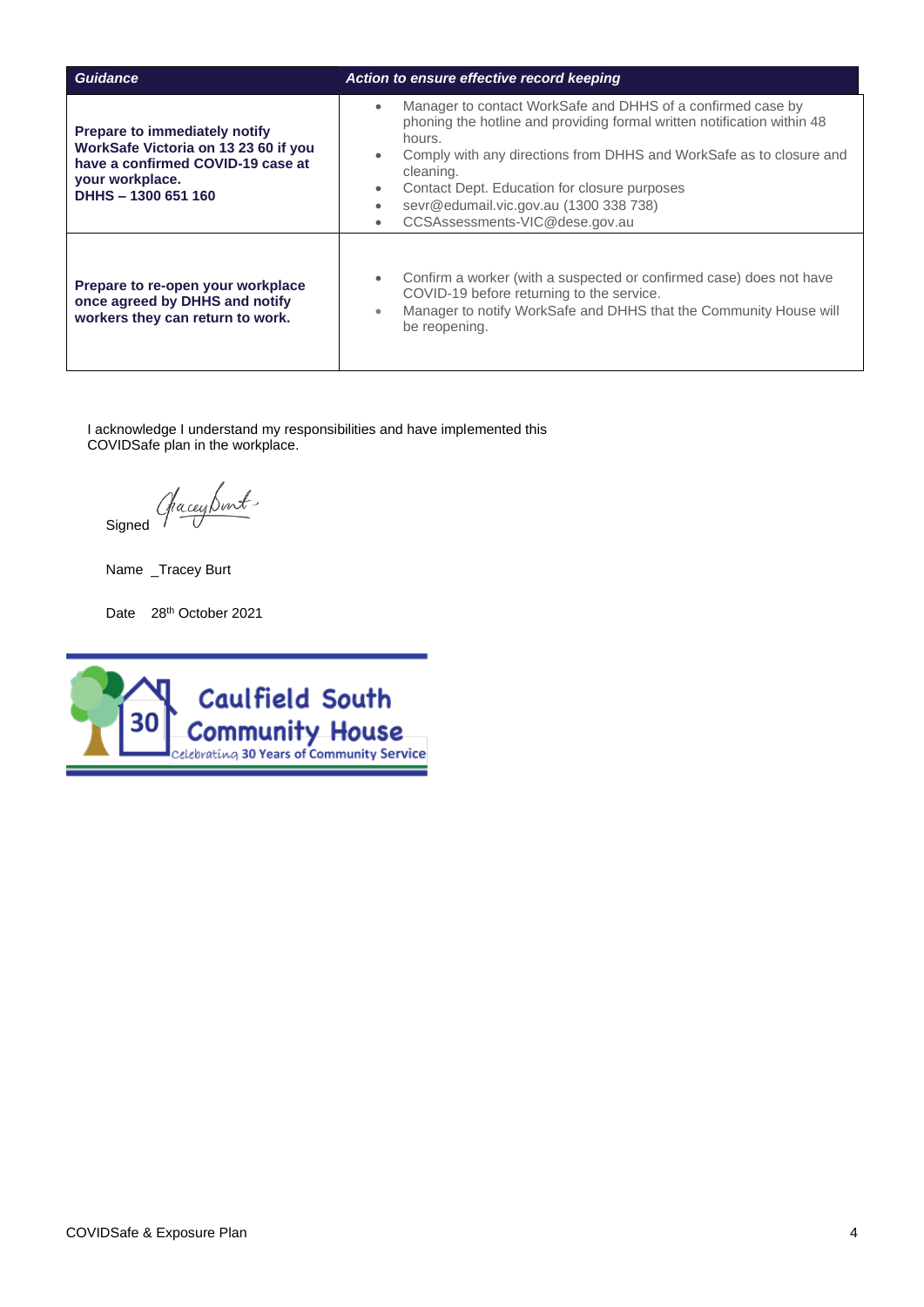| Guidance | Action to ensure effective record keeping |
|---|---|
| **Prepare to immediately notify WorkSafe Victoria on 13 23 60 if you have a confirmed COVID-19 case at your workplace. DHHS – 1300 651 160** | • Manager to contact WorkSafe and DHHS of a confirmed case by phoning the hotline and providing formal written notification within 48 hours.<br>• Comply with any directions from DHHS and WorkSafe as to closure and cleaning.<br>• Contact Dept. Education for closure purposes<br>• sevr@edumail.vic.gov.au (1300 338 738)<br>• CCSAssessments-VIC@dese.gov.au |
| **Prepare to re-open your workplace once agreed by DHHS and notify workers they can return to work.** | • Confirm a worker (with a suspected or confirmed case) does not have COVID-19 before returning to the service.<br>• Manager to notify WorkSafe and DHHS that the Community House will be reopening. |

I acknowledge I understand my responsibilities and have implemented this COVIDSafe plan in the workplace.

Signed

Name _Tracey Burt

Date 28th October 2021

Caulfield South Community House
Celebrating 30 Years of Community Service